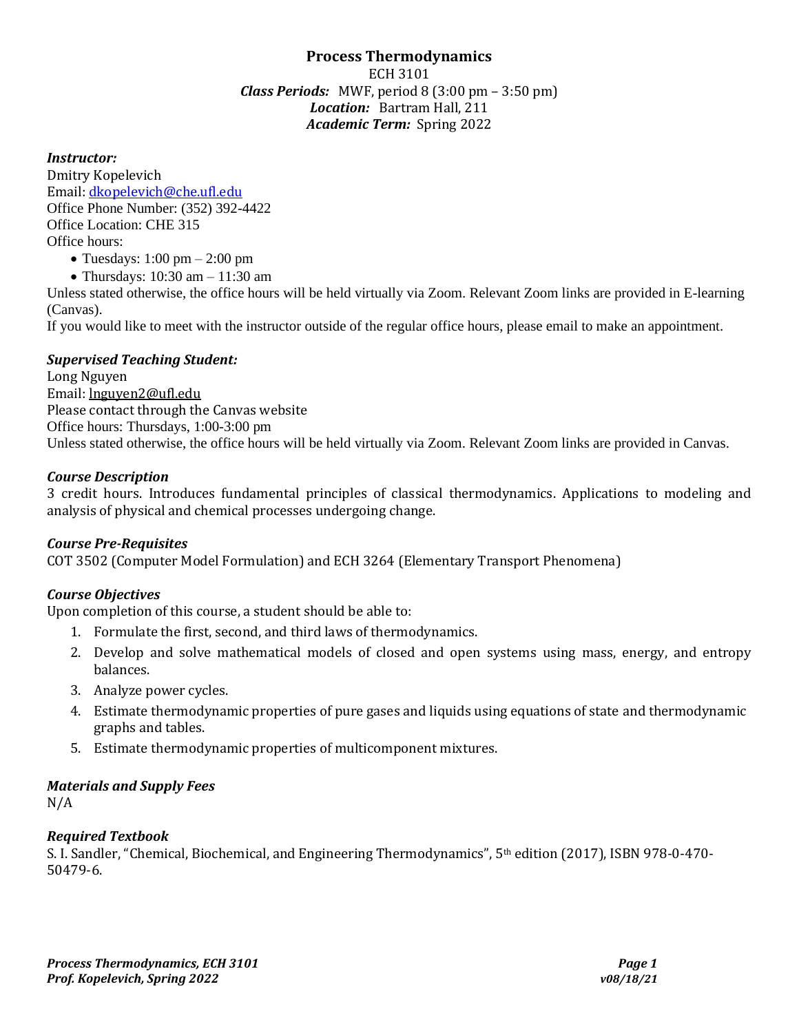# Process Thermodynamics

ECH 3101

***Class Periods:*** MWF, period 8 (3:00 pm – 3:50 pm)

***Location:*** Bartram Hall, 211

***Academic Term:*** Spring 2022

### *Instructor:*

Dmitry Kopelevich
Email: dkopelevich@che.ufl.edu
Office Phone Number: (352) 392-4422
Office Location: CHE 315
Office hours:

- Tuesdays: 1:00 pm – 2:00 pm
- Thursdays: 10:30 am – 11:30 am

Unless stated otherwise, the office hours will be held virtually via Zoom. Relevant Zoom links are provided in E-learning (Canvas).

If you would like to meet with the instructor outside of the regular office hours, please email to make an appointment.

### *Supervised Teaching Student:*

Long Nguyen
Email: lnguyen2@ufl.edu
Please contact through the Canvas website
Office hours: Thursdays, 1:00-3:00 pm
Unless stated otherwise, the office hours will be held virtually via Zoom. Relevant Zoom links are provided in Canvas.

### *Course Description*

3 credit hours. Introduces fundamental principles of classical thermodynamics. Applications to modeling and analysis of physical and chemical processes undergoing change.

### *Course Pre-Requisites*

COT 3502 (Computer Model Formulation) and ECH 3264 (Elementary Transport Phenomena)

### *Course Objectives*

Upon completion of this course, a student should be able to:

1. Formulate the first, second, and third laws of thermodynamics.
2. Develop and solve mathematical models of closed and open systems using mass, energy, and entropy balances.
3. Analyze power cycles.
4. Estimate thermodynamic properties of pure gases and liquids using equations of state and thermodynamic graphs and tables.
5. Estimate thermodynamic properties of multicomponent mixtures.

### *Materials and Supply Fees*

N/A

### *Required Textbook*

S. I. Sandler, "Chemical, Biochemical, and Engineering Thermodynamics", 5th edition (2017), ISBN 978-0-470-50479-6.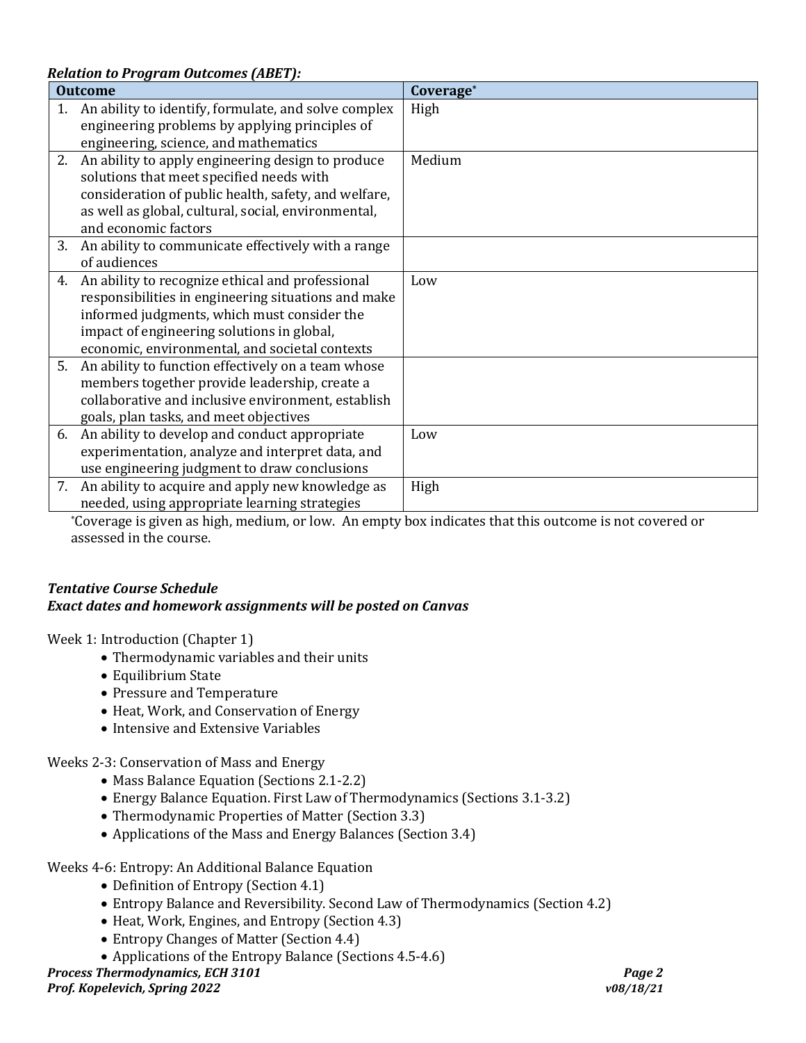***Relation to Program Outcomes (ABET):***

| Outcome | Coverage* |
|---|---|
| 1. An ability to identify, formulate, and solve complex engineering problems by applying principles of engineering, science, and mathematics | High |
| 2. An ability to apply engineering design to produce solutions that meet specified needs with consideration of public health, safety, and welfare, as well as global, cultural, social, environmental, and economic factors | Medium |
| 3. An ability to communicate effectively with a range of audiences | |
| 4. An ability to recognize ethical and professional responsibilities in engineering situations and make informed judgments, which must consider the impact of engineering solutions in global, economic, environmental, and societal contexts | Low |
| 5. An ability to function effectively on a team whose members together provide leadership, create a collaborative and inclusive environment, establish goals, plan tasks, and meet objectives | |
| 6. An ability to develop and conduct appropriate experimentation, analyze and interpret data, and use engineering judgment to draw conclusions | Low |
| 7. An ability to acquire and apply new knowledge as needed, using appropriate learning strategies | High |

*Coverage is given as high, medium, or low. An empty box indicates that this outcome is not covered or assessed in the course.

***Tentative Course Schedule***
***Exact dates and homework assignments will be posted on Canvas***

Week 1: Introduction (Chapter 1)

- Thermodynamic variables and their units
- Equilibrium State
- Pressure and Temperature
- Heat, Work, and Conservation of Energy
- Intensive and Extensive Variables

Weeks 2-3: Conservation of Mass and Energy

- Mass Balance Equation (Sections 2.1-2.2)
- Energy Balance Equation. First Law of Thermodynamics (Sections 3.1-3.2)
- Thermodynamic Properties of Matter (Section 3.3)
- Applications of the Mass and Energy Balances (Section 3.4)

Weeks 4-6: Entropy: An Additional Balance Equation

- Definition of Entropy (Section 4.1)
- Entropy Balance and Reversibility. Second Law of Thermodynamics (Section 4.2)
- Heat, Work, Engines, and Entropy (Section 4.3)
- Entropy Changes of Matter (Section 4.4)
- Applications of the Entropy Balance (Sections 4.5-4.6)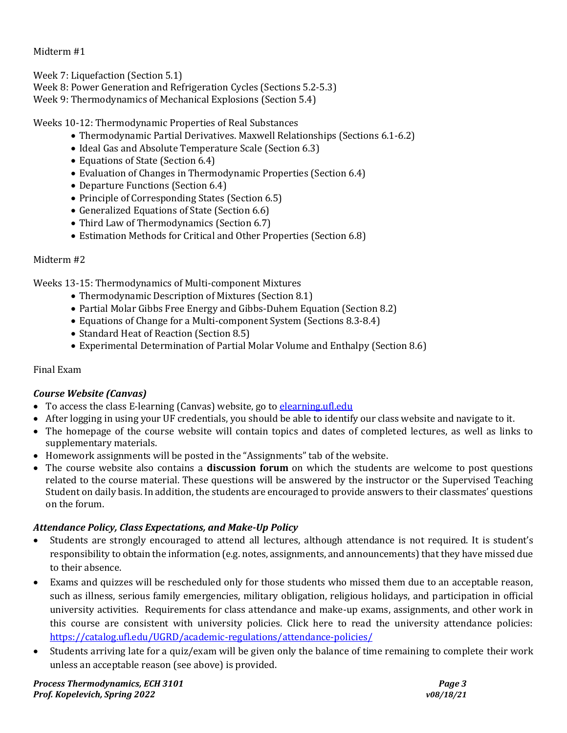Midterm #1

Week 7: Liquefaction (Section 5.1)
Week 8: Power Generation and Refrigeration Cycles (Sections 5.2-5.3)
Week 9: Thermodynamics of Mechanical Explosions (Section 5.4)

Weeks 10-12: Thermodynamic Properties of Real Substances

- Thermodynamic Partial Derivatives. Maxwell Relationships (Sections 6.1-6.2)
- Ideal Gas and Absolute Temperature Scale (Section 6.3)
- Equations of State (Section 6.4)
- Evaluation of Changes in Thermodynamic Properties (Section 6.4)
- Departure Functions (Section 6.4)
- Principle of Corresponding States (Section 6.5)
- Generalized Equations of State (Section 6.6)
- Third Law of Thermodynamics (Section 6.7)
- Estimation Methods for Critical and Other Properties (Section 6.8)

Midterm #2

Weeks 13-15: Thermodynamics of Multi-component Mixtures

- Thermodynamic Description of Mixtures (Section 8.1)
- Partial Molar Gibbs Free Energy and Gibbs-Duhem Equation (Section 8.2)
- Equations of Change for a Multi-component System (Sections 8.3-8.4)
- Standard Heat of Reaction (Section 8.5)
- Experimental Determination of Partial Molar Volume and Enthalpy (Section 8.6)

Final Exam

### *Course Website (Canvas)*

- To access the class E-learning (Canvas) website, go to elearning.ufl.edu
- After logging in using your UF credentials, you should be able to identify our class website and navigate to it.
- The homepage of the course website will contain topics and dates of completed lectures, as well as links to supplementary materials.
- Homework assignments will be posted in the "Assignments" tab of the website.
- The course website also contains a **discussion forum** on which the students are welcome to post questions related to the course material. These questions will be answered by the instructor or the Supervised Teaching Student on daily basis. In addition, the students are encouraged to provide answers to their classmates' questions on the forum.

### *Attendance Policy, Class Expectations, and Make-Up Policy*

- Students are strongly encouraged to attend all lectures, although attendance is not required. It is student's responsibility to obtain the information (e.g. notes, assignments, and announcements) that they have missed due to their absence.
- Exams and quizzes will be rescheduled only for those students who missed them due to an acceptable reason, such as illness, serious family emergencies, military obligation, religious holidays, and participation in official university activities. Requirements for class attendance and make-up exams, assignments, and other work in this course are consistent with university policies. Click here to read the university attendance policies: https://catalog.ufl.edu/UGRD/academic-regulations/attendance-policies/
- Students arriving late for a quiz/exam will be given only the balance of time remaining to complete their work unless an acceptable reason (see above) is provided.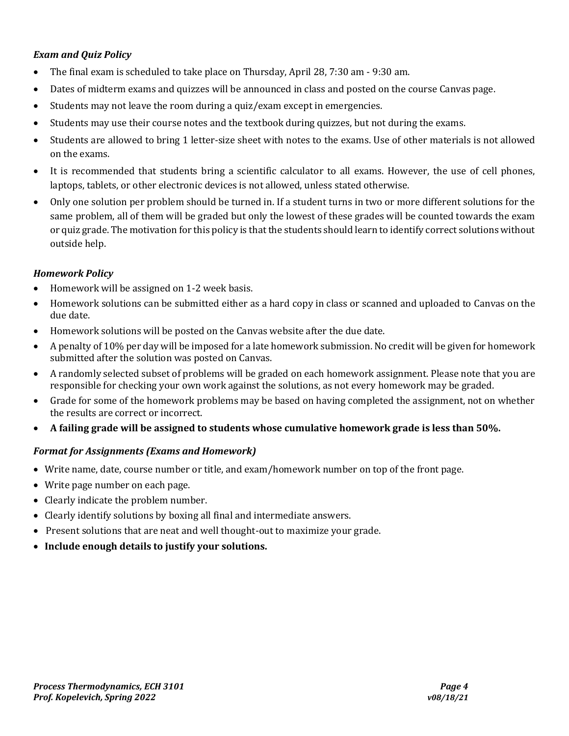### *Exam and Quiz Policy*

- The final exam is scheduled to take place on Thursday, April 28, 7:30 am - 9:30 am.
- Dates of midterm exams and quizzes will be announced in class and posted on the course Canvas page.
- Students may not leave the room during a quiz/exam except in emergencies.
- Students may use their course notes and the textbook during quizzes, but not during the exams.
- Students are allowed to bring 1 letter-size sheet with notes to the exams. Use of other materials is not allowed on the exams.
- It is recommended that students bring a scientific calculator to all exams. However, the use of cell phones, laptops, tablets, or other electronic devices is not allowed, unless stated otherwise.
- Only one solution per problem should be turned in. If a student turns in two or more different solutions for the same problem, all of them will be graded but only the lowest of these grades will be counted towards the exam or quiz grade. The motivation for this policy is that the students should learn to identify correct solutions without outside help.

### *Homework Policy*

- Homework will be assigned on 1-2 week basis.
- Homework solutions can be submitted either as a hard copy in class or scanned and uploaded to Canvas on the due date.
- Homework solutions will be posted on the Canvas website after the due date.
- A penalty of 10% per day will be imposed for a late homework submission. No credit will be given for homework submitted after the solution was posted on Canvas.
- A randomly selected subset of problems will be graded on each homework assignment. Please note that you are responsible for checking your own work against the solutions, as not every homework may be graded.
- Grade for some of the homework problems may be based on having completed the assignment, not on whether the results are correct or incorrect.
- **A failing grade will be assigned to students whose cumulative homework grade is less than 50%.**

### *Format for Assignments (Exams and Homework)*

- Write name, date, course number or title, and exam/homework number on top of the front page.
- Write page number on each page.
- Clearly indicate the problem number.
- Clearly identify solutions by boxing all final and intermediate answers.
- Present solutions that are neat and well thought-out to maximize your grade.
- **Include enough details to justify your solutions.**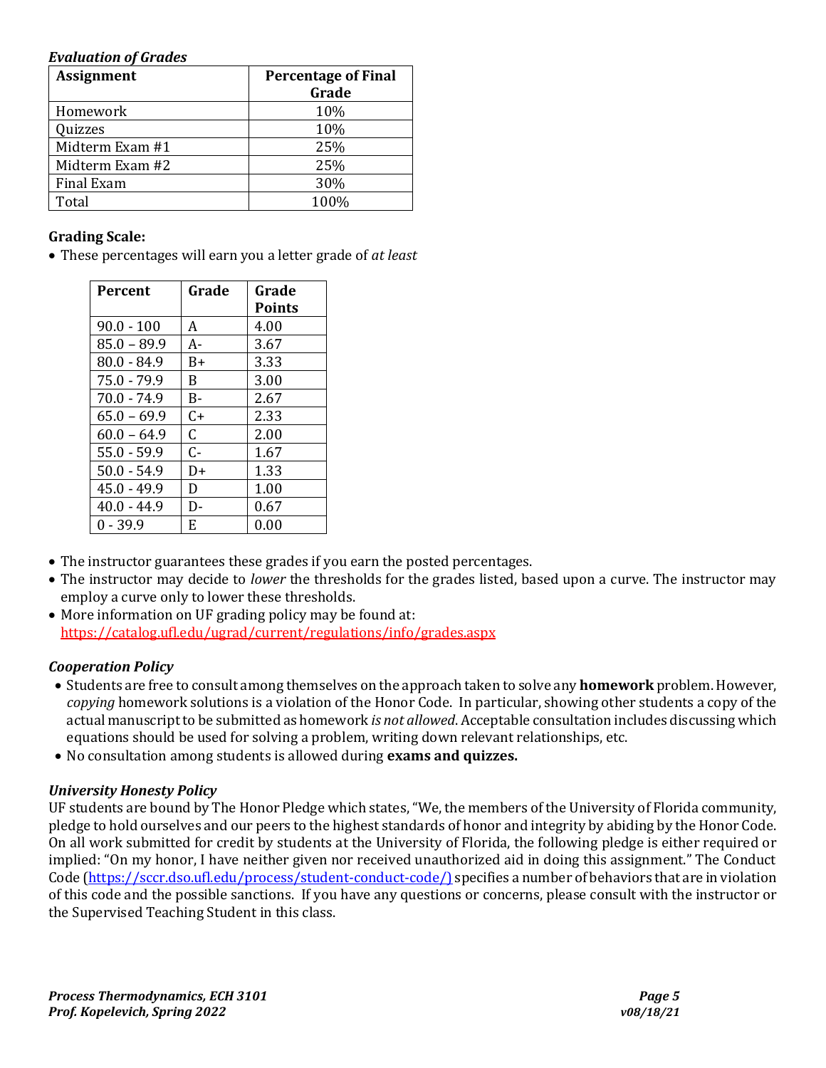### *Evaluation of Grades*

| Assignment | Percentage of Final Grade |
|---|---|
| Homework | 10% |
| Quizzes | 10% |
| Midterm Exam #1 | 25% |
| Midterm Exam #2 | 25% |
| Final Exam | 30% |
| Total | 100% |

**Grading Scale:**

- These percentages will earn you a letter grade of *at least*

| Percent | Grade | Grade Points |
|---|---|---|
| 90.0 - 100 | A | 4.00 |
| 85.0 – 89.9 | A- | 3.67 |
| 80.0 - 84.9 | B+ | 3.33 |
| 75.0 - 79.9 | B | 3.00 |
| 70.0 - 74.9 | B- | 2.67 |
| 65.0 – 69.9 | C+ | 2.33 |
| 60.0 – 64.9 | C | 2.00 |
| 55.0 - 59.9 | C- | 1.67 |
| 50.0 - 54.9 | D+ | 1.33 |
| 45.0 - 49.9 | D | 1.00 |
| 40.0 - 44.9 | D- | 0.67 |
| 0 - 39.9 | E | 0.00 |

- The instructor guarantees these grades if you earn the posted percentages.
- The instructor may decide to *lower* the thresholds for the grades listed, based upon a curve. The instructor may employ a curve only to lower these thresholds.
- More information on UF grading policy may be found at: https://catalog.ufl.edu/ugrad/current/regulations/info/grades.aspx

### *Cooperation Policy*

- Students are free to consult among themselves on the approach taken to solve any **homework** problem. However, *copying* homework solutions is a violation of the Honor Code. In particular, showing other students a copy of the actual manuscript to be submitted as homework *is not allowed*. Acceptable consultation includes discussing which equations should be used for solving a problem, writing down relevant relationships, etc.
- No consultation among students is allowed during **exams and quizzes.**

### *University Honesty Policy*

UF students are bound by The Honor Pledge which states, "We, the members of the University of Florida community, pledge to hold ourselves and our peers to the highest standards of honor and integrity by abiding by the Honor Code. On all work submitted for credit by students at the University of Florida, the following pledge is either required or implied: "On my honor, I have neither given nor received unauthorized aid in doing this assignment." The Conduct Code (https://sccr.dso.ufl.edu/process/student-conduct-code/) specifies a number of behaviors that are in violation of this code and the possible sanctions. If you have any questions or concerns, please consult with the instructor or the Supervised Teaching Student in this class.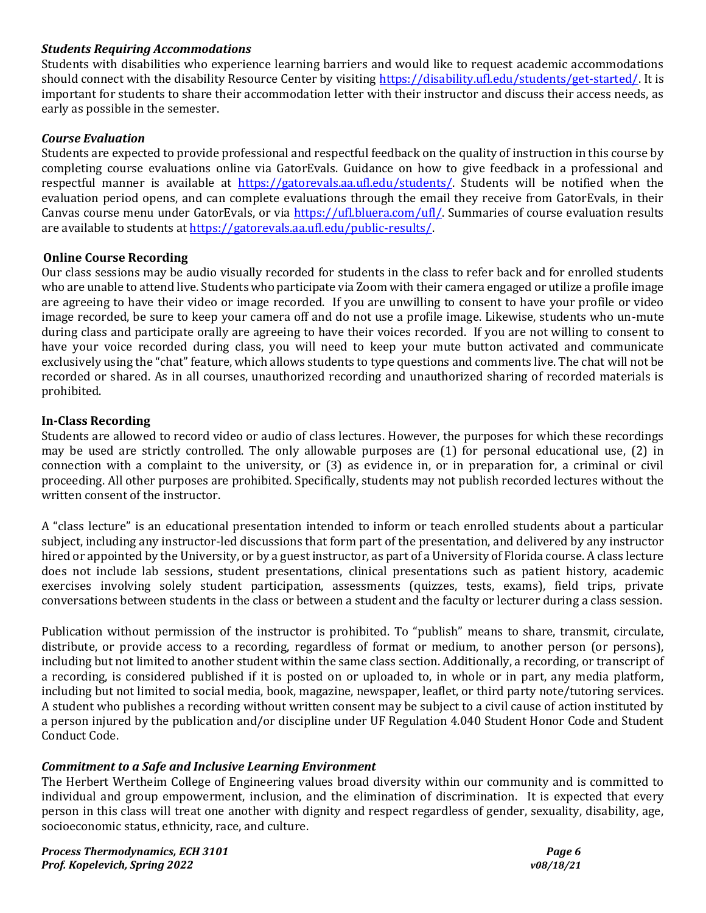### *Students Requiring Accommodations*

Students with disabilities who experience learning barriers and would like to request academic accommodations should connect with the disability Resource Center by visiting https://disability.ufl.edu/students/get-started/. It is important for students to share their accommodation letter with their instructor and discuss their access needs, as early as possible in the semester.

### *Course Evaluation*

Students are expected to provide professional and respectful feedback on the quality of instruction in this course by completing course evaluations online via GatorEvals. Guidance on how to give feedback in a professional and respectful manner is available at https://gatorevals.aa.ufl.edu/students/. Students will be notified when the evaluation period opens, and can complete evaluations through the email they receive from GatorEvals, in their Canvas course menu under GatorEvals, or via https://ufl.bluera.com/ufl/. Summaries of course evaluation results are available to students at https://gatorevals.aa.ufl.edu/public-results/.

### Online Course Recording

Our class sessions may be audio visually recorded for students in the class to refer back and for enrolled students who are unable to attend live. Students who participate via Zoom with their camera engaged or utilize a profile image are agreeing to have their video or image recorded. If you are unwilling to consent to have your profile or video image recorded, be sure to keep your camera off and do not use a profile image. Likewise, students who un-mute during class and participate orally are agreeing to have their voices recorded. If you are not willing to consent to have your voice recorded during class, you will need to keep your mute button activated and communicate exclusively using the "chat" feature, which allows students to type questions and comments live. The chat will not be recorded or shared. As in all courses, unauthorized recording and unauthorized sharing of recorded materials is prohibited.

### In-Class Recording

Students are allowed to record video or audio of class lectures. However, the purposes for which these recordings may be used are strictly controlled. The only allowable purposes are (1) for personal educational use, (2) in connection with a complaint to the university, or (3) as evidence in, or in preparation for, a criminal or civil proceeding. All other purposes are prohibited. Specifically, students may not publish recorded lectures without the written consent of the instructor.

A "class lecture" is an educational presentation intended to inform or teach enrolled students about a particular subject, including any instructor-led discussions that form part of the presentation, and delivered by any instructor hired or appointed by the University, or by a guest instructor, as part of a University of Florida course. A class lecture does not include lab sessions, student presentations, clinical presentations such as patient history, academic exercises involving solely student participation, assessments (quizzes, tests, exams), field trips, private conversations between students in the class or between a student and the faculty or lecturer during a class session.

Publication without permission of the instructor is prohibited. To "publish" means to share, transmit, circulate, distribute, or provide access to a recording, regardless of format or medium, to another person (or persons), including but not limited to another student within the same class section. Additionally, a recording, or transcript of a recording, is considered published if it is posted on or uploaded to, in whole or in part, any media platform, including but not limited to social media, book, magazine, newspaper, leaflet, or third party note/tutoring services. A student who publishes a recording without written consent may be subject to a civil cause of action instituted by a person injured by the publication and/or discipline under UF Regulation 4.040 Student Honor Code and Student Conduct Code.

### *Commitment to a Safe and Inclusive Learning Environment*

The Herbert Wertheim College of Engineering values broad diversity within our community and is committed to individual and group empowerment, inclusion, and the elimination of discrimination. It is expected that every person in this class will treat one another with dignity and respect regardless of gender, sexuality, disability, age, socioeconomic status, ethnicity, race, and culture.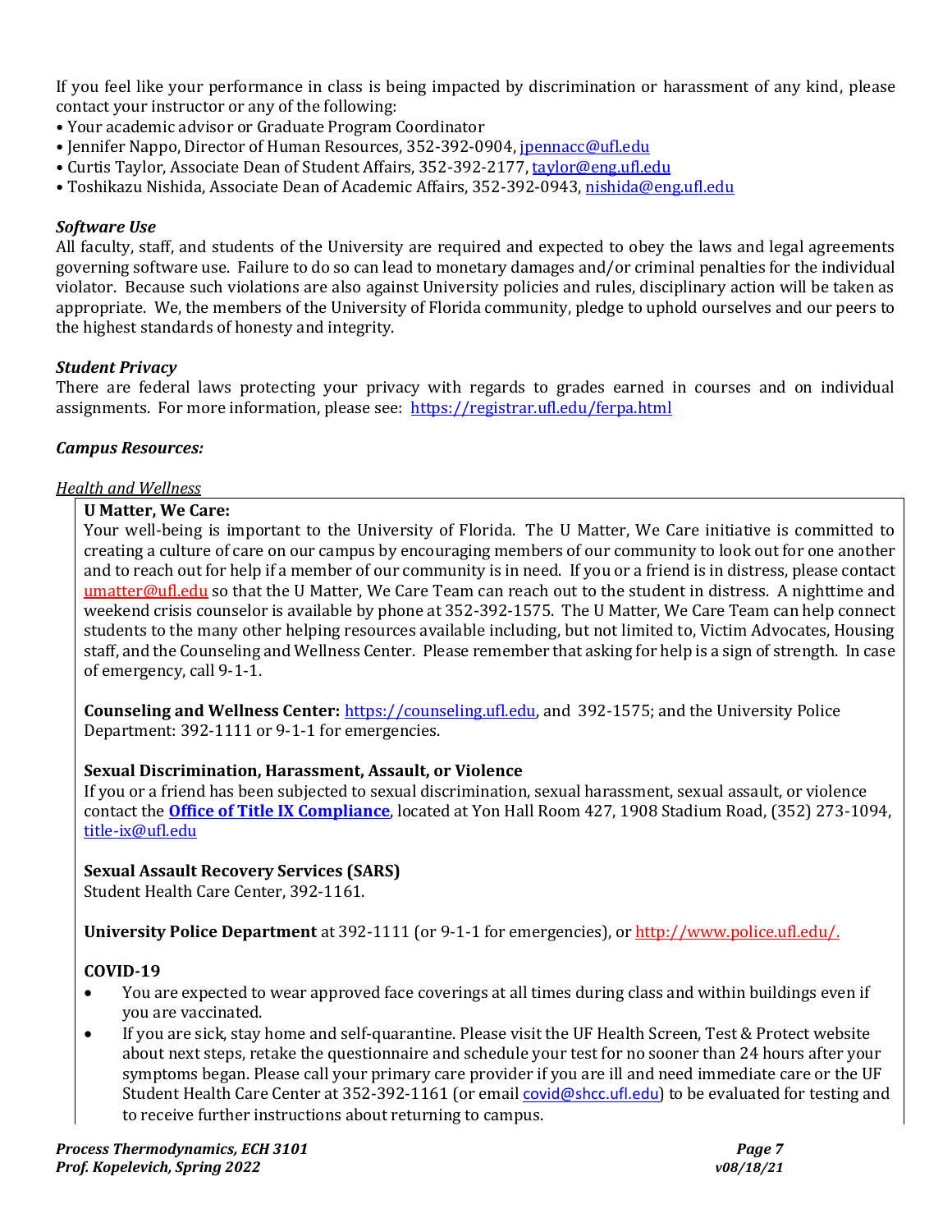If you feel like your performance in class is being impacted by discrimination or harassment of any kind, please contact your instructor or any of the following:

- Your academic advisor or Graduate Program Coordinator
- Jennifer Nappo, Director of Human Resources, 352-392-0904, jpennacc@ufl.edu
- Curtis Taylor, Associate Dean of Student Affairs, 352-392-2177, taylor@eng.ufl.edu
- Toshikazu Nishida, Associate Dean of Academic Affairs, 352-392-0943, nishida@eng.ufl.edu

### *Software Use*

All faculty, staff, and students of the University are required and expected to obey the laws and legal agreements governing software use. Failure to do so can lead to monetary damages and/or criminal penalties for the individual violator. Because such violations are also against University policies and rules, disciplinary action will be taken as appropriate. We, the members of the University of Florida community, pledge to uphold ourselves and our peers to the highest standards of honesty and integrity.

### *Student Privacy*

There are federal laws protecting your privacy with regards to grades earned in courses and on individual assignments. For more information, please see: https://registrar.ufl.edu/ferpa.html

### *Campus Resources:*

*Health and Wellness*

**U Matter, We Care:**
Your well-being is important to the University of Florida. The U Matter, We Care initiative is committed to creating a culture of care on our campus by encouraging members of our community to look out for one another and to reach out for help if a member of our community is in need. If you or a friend is in distress, please contact umatter@ufl.edu so that the U Matter, We Care Team can reach out to the student in distress. A nighttime and weekend crisis counselor is available by phone at 352-392-1575. The U Matter, We Care Team can help connect students to the many other helping resources available including, but not limited to, Victim Advocates, Housing staff, and the Counseling and Wellness Center. Please remember that asking for help is a sign of strength. In case of emergency, call 9-1-1.

**Counseling and Wellness Center:** https://counseling.ufl.edu, and 392-1575; and the University Police Department: 392-1111 or 9-1-1 for emergencies.

**Sexual Discrimination, Harassment, Assault, or Violence**
If you or a friend has been subjected to sexual discrimination, sexual harassment, sexual assault, or violence contact the **Office of Title IX Compliance**, located at Yon Hall Room 427, 1908 Stadium Road, (352) 273-1094, title-ix@ufl.edu

**Sexual Assault Recovery Services (SARS)**
Student Health Care Center, 392-1161.

**University Police Department** at 392-1111 (or 9-1-1 for emergencies), or http://www.police.ufl.edu/.

**COVID-19**

- You are expected to wear approved face coverings at all times during class and within buildings even if you are vaccinated.
- If you are sick, stay home and self-quarantine. Please visit the UF Health Screen, Test & Protect website about next steps, retake the questionnaire and schedule your test for no sooner than 24 hours after your symptoms began. Please call your primary care provider if you are ill and need immediate care or the UF Student Health Care Center at 352-392-1161 (or email covid@shcc.ufl.edu) to be evaluated for testing and to receive further instructions about returning to campus.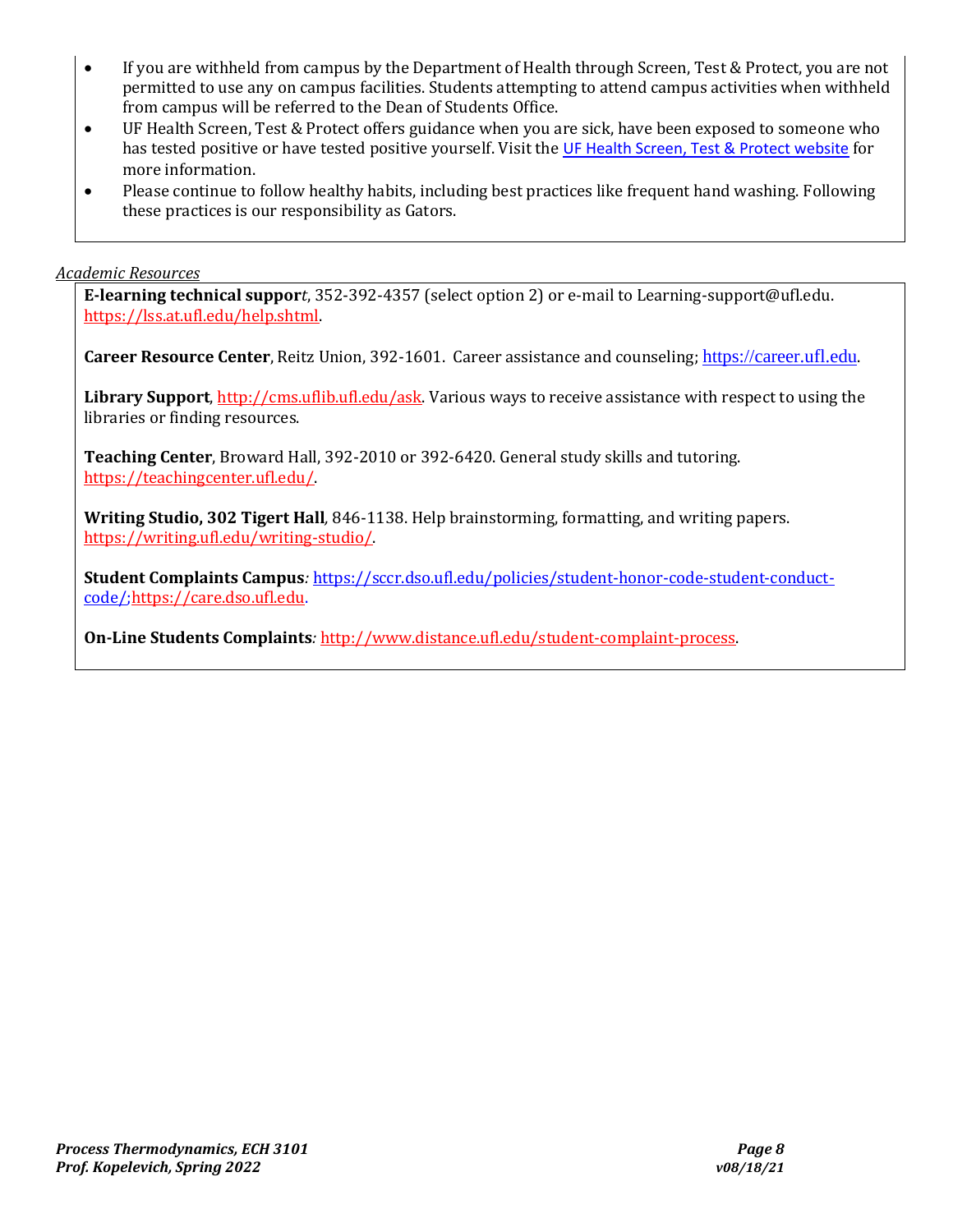- If you are withheld from campus by the Department of Health through Screen, Test & Protect, you are not permitted to use any on campus facilities. Students attempting to attend campus activities when withheld from campus will be referred to the Dean of Students Office.
- UF Health Screen, Test & Protect offers guidance when you are sick, have been exposed to someone who has tested positive or have tested positive yourself. Visit the UF Health Screen, Test & Protect website for more information.
- Please continue to follow healthy habits, including best practices like frequent hand washing. Following these practices is our responsibility as Gators.

*Academic Resources*

**E-learning technical suppor***t*, 352-392-4357 (select option 2) or e-mail to Learning-support@ufl.edu. https://lss.at.ufl.edu/help.shtml.

**Career Resource Center**, Reitz Union, 392-1601. Career assistance and counseling; https://career.ufl.edu.

**Library Support**, http://cms.uflib.ufl.edu/ask. Various ways to receive assistance with respect to using the libraries or finding resources.

**Teaching Center**, Broward Hall, 392-2010 or 392-6420. General study skills and tutoring. https://teachingcenter.ufl.edu/.

**Writing Studio, 302 Tigert Hall***,* 846-1138. Help brainstorming, formatting, and writing papers. https://writing.ufl.edu/writing-studio/.

**Student Complaints Campus***:* https://sccr.dso.ufl.edu/policies/student-honor-code-student-conduct-code/;https://care.dso.ufl.edu.

**On-Line Students Complaints***:* http://www.distance.ufl.edu/student-complaint-process.